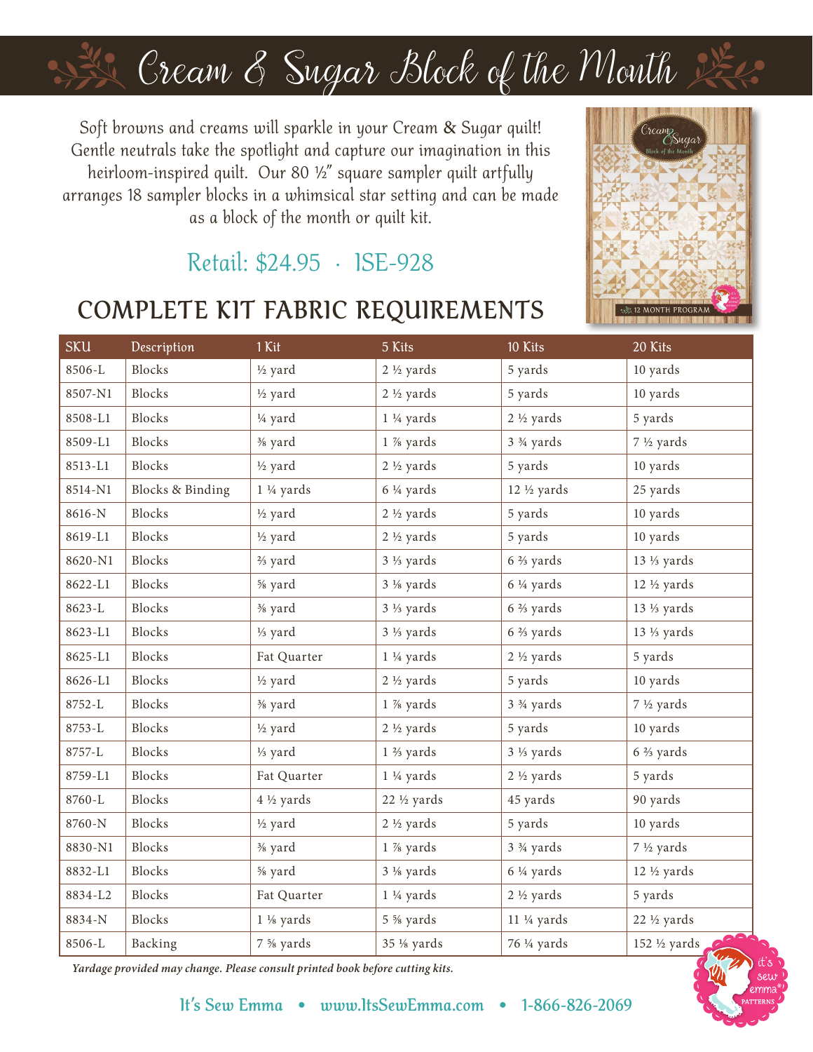# Cream & Sugar Block of the Month

Soft browns and creams will sparkle in your Cream & Sugar quilt! Gentle neutrals take the spotlight and capture our imagination in this heirloom-inspired quilt. Our 80 ½" square sampler quilt artfully arranges 18 sampler blocks in a whimsical star setting and can be made as a block of the month or quilt kit.

Retail: $24.95 · ISE-928

## COMPLETE KIT FABRIC REQUIREMENTS

| SKU | Description | 1 Kit | 5 Kits | 10 Kits | 20 Kits |
|---|---|---|---|---|---|
| 8506-L | Blocks | ½ yard | 2 ½ yards | 5 yards | 10 yards |
| 8507-N1 | Blocks | ½ yard | 2 ½ yards | 5 yards | 10 yards |
| 8508-L1 | Blocks | ¼ yard | 1 ¼ yards | 2 ½ yards | 5 yards |
| 8509-L1 | Blocks | ⅜ yard | 1 ⅞ yards | 3 ¾ yards | 7 ½ yards |
| 8513-L1 | Blocks | ½ yard | 2 ½ yards | 5 yards | 10 yards |
| 8514-N1 | Blocks & Binding | 1 ¼ yards | 6 ¼ yards | 12 ½ yards | 25 yards |
| 8616-N | Blocks | ½ yard | 2 ½ yards | 5 yards | 10 yards |
| 8619-L1 | Blocks | ½ yard | 2 ½ yards | 5 yards | 10 yards |
| 8620-N1 | Blocks | ⅔ yard | 3 ⅓ yards | 6 ⅔ yards | 13 ⅓ yards |
| 8622-L1 | Blocks | ⅝ yard | 3 ⅛ yards | 6 ¼ yards | 12 ½ yards |
| 8623-L | Blocks | ⅜ yard | 3 ⅓ yards | 6 ⅔ yards | 13 ⅓ yards |
| 8623-L1 | Blocks | ⅓ yard | 3 ⅓ yards | 6 ⅔ yards | 13 ⅓ yards |
| 8625-L1 | Blocks | Fat Quarter | 1 ¼ yards | 2 ½ yards | 5 yards |
| 8626-L1 | Blocks | ½ yard | 2 ½ yards | 5 yards | 10 yards |
| 8752-L | Blocks | ⅜ yard | 1 ⅞ yards | 3 ¾ yards | 7 ½ yards |
| 8753-L | Blocks | ½ yard | 2 ½ yards | 5 yards | 10 yards |
| 8757-L | Blocks | ⅓ yard | 1 ⅔ yards | 3 ⅓ yards | 6 ⅔ yards |
| 8759-L1 | Blocks | Fat Quarter | 1 ¼ yards | 2 ½ yards | 5 yards |
| 8760-L | Blocks | 4 ½ yards | 22 ½ yards | 45 yards | 90 yards |
| 8760-N | Blocks | ½ yard | 2 ½ yards | 5 yards | 10 yards |
| 8830-N1 | Blocks | ⅜ yard | 1 ⅞ yards | 3 ¾ yards | 7 ½ yards |
| 8832-L1 | Blocks | ⅝ yard | 3 ⅛ yards | 6 ¼ yards | 12 ½ yards |
| 8834-L2 | Blocks | Fat Quarter | 1 ¼ yards | 2 ½ yards | 5 yards |
| 8834-N | Blocks | 1 ⅛ yards | 5 ⅝ yards | 11 ¼ yards | 22 ½ yards |
| 8506-L | Backing | 7 ⅝ yards | 35 ⅛ yards | 76 ¼ yards | 152 ½ yards |

*Yardage provided may change. Please consult printed book before cutting kits.*

It's Sew Emma • www.ItsSewEmma.com • 1-866-826-2069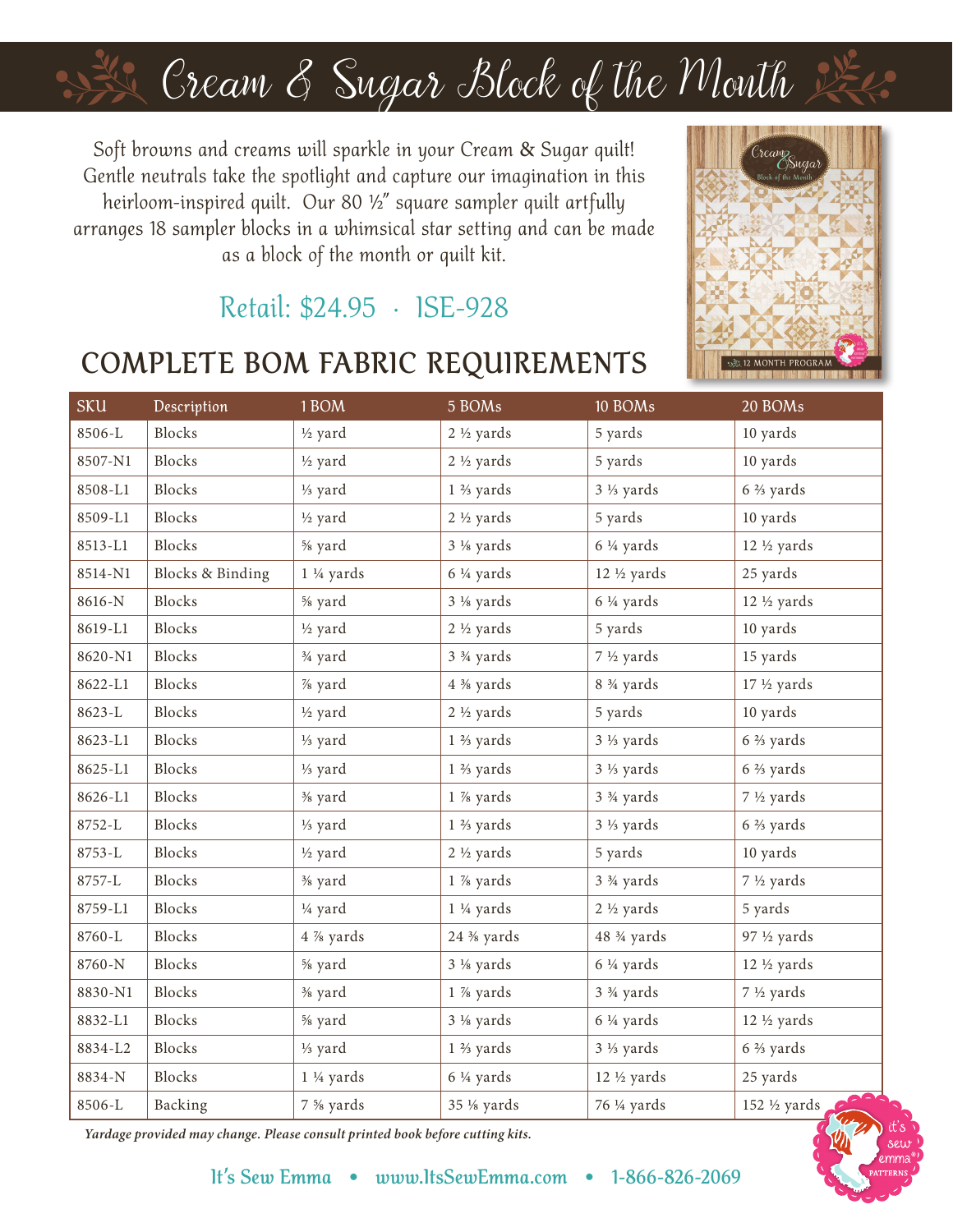# Cream & Sugar Block of the Month

Soft browns and creams will sparkle in your Cream & Sugar quilt! Gentle neutrals take the spotlight and capture our imagination in this heirloom-inspired quilt. Our 80 ½" square sampler quilt artfully arranges 18 sampler blocks in a whimsical star setting and can be made as a block of the month or quilt kit.

Retail: $24.95 · ISE-928

## COMPLETE BOM FABRIC REQUIREMENTS

| SKU | Description | 1 BOM | 5 BOMs | 10 BOMs | 20 BOMs |
|---|---|---|---|---|---|
| 8506-L | Blocks | ½ yard | 2 ½ yards | 5 yards | 10 yards |
| 8507-N1 | Blocks | ½ yard | 2 ½ yards | 5 yards | 10 yards |
| 8508-L1 | Blocks | ⅓ yard | 1 ⅔ yards | 3 ⅓ yards | 6 ⅔ yards |
| 8509-L1 | Blocks | ½ yard | 2 ½ yards | 5 yards | 10 yards |
| 8513-L1 | Blocks | ⅝ yard | 3 ⅛ yards | 6 ¼ yards | 12 ½ yards |
| 8514-N1 | Blocks & Binding | 1 ¼ yards | 6 ¼ yards | 12 ½ yards | 25 yards |
| 8616-N | Blocks | ⅝ yard | 3 ⅛ yards | 6 ¼ yards | 12 ½ yards |
| 8619-L1 | Blocks | ½ yard | 2 ½ yards | 5 yards | 10 yards |
| 8620-N1 | Blocks | ¾ yard | 3 ¾ yards | 7 ½ yards | 15 yards |
| 8622-L1 | Blocks | ⅞ yard | 4 ⅜ yards | 8 ¾ yards | 17 ½ yards |
| 8623-L | Blocks | ½ yard | 2 ½ yards | 5 yards | 10 yards |
| 8623-L1 | Blocks | ⅓ yard | 1 ⅔ yards | 3 ⅓ yards | 6 ⅔ yards |
| 8625-L1 | Blocks | ⅓ yard | 1 ⅔ yards | 3 ⅓ yards | 6 ⅔ yards |
| 8626-L1 | Blocks | ⅜ yard | 1 ⅞ yards | 3 ¾ yards | 7 ½ yards |
| 8752-L | Blocks | ⅓ yard | 1 ⅔ yards | 3 ⅓ yards | 6 ⅔ yards |
| 8753-L | Blocks | ½ yard | 2 ½ yards | 5 yards | 10 yards |
| 8757-L | Blocks | ⅜ yard | 1 ⅞ yards | 3 ¾ yards | 7 ½ yards |
| 8759-L1 | Blocks | ¼ yard | 1 ¼ yards | 2 ½ yards | 5 yards |
| 8760-L | Blocks | 4 ⅞ yards | 24 ⅜ yards | 48 ¾ yards | 97 ½ yards |
| 8760-N | Blocks | ⅝ yard | 3 ⅛ yards | 6 ¼ yards | 12 ½ yards |
| 8830-N1 | Blocks | ⅜ yard | 1 ⅞ yards | 3 ¾ yards | 7 ½ yards |
| 8832-L1 | Blocks | ⅝ yard | 3 ⅛ yards | 6 ¼ yards | 12 ½ yards |
| 8834-L2 | Blocks | ⅓ yard | 1 ⅔ yards | 3 ⅓ yards | 6 ⅔ yards |
| 8834-N | Blocks | 1 ¼ yards | 6 ¼ yards | 12 ½ yards | 25 yards |
| 8506-L | Backing | 7 ⅝ yards | 35 ⅛ yards | 76 ¼ yards | 152 ½ yards |

*Yardage provided may change. Please consult printed book before cutting kits.*

It's Sew Emma • www.ItsSewEmma.com • 1-866-826-2069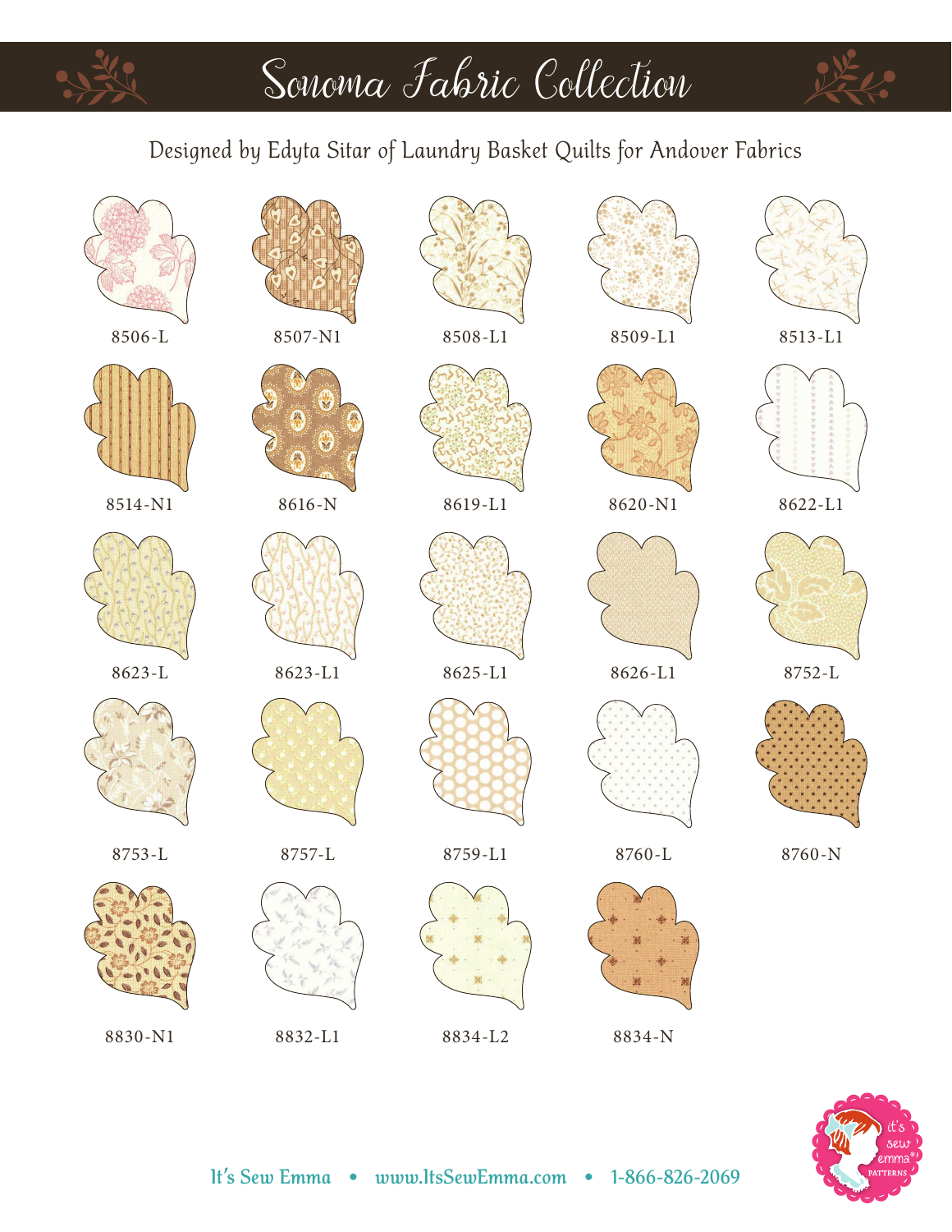# Sonoma Fabric Collection

Designed by Edyta Sitar of Laundry Basket Quilts for Andover Fabrics

8506-L
8507-N1
8508-L1
8509-L1
8513-L1

8514-N1
8616-N
8619-L1
8620-N1
8622-L1

8623-L
8623-L1
8625-L1
8626-L1
8752-L

8753-L
8757-L
8759-L1
8760-L
8760-N

8830-N1
8832-L1
8834-L2
8834-N

It's Sew Emma • www.ItsSewEmma.com • 1-866-826-2069